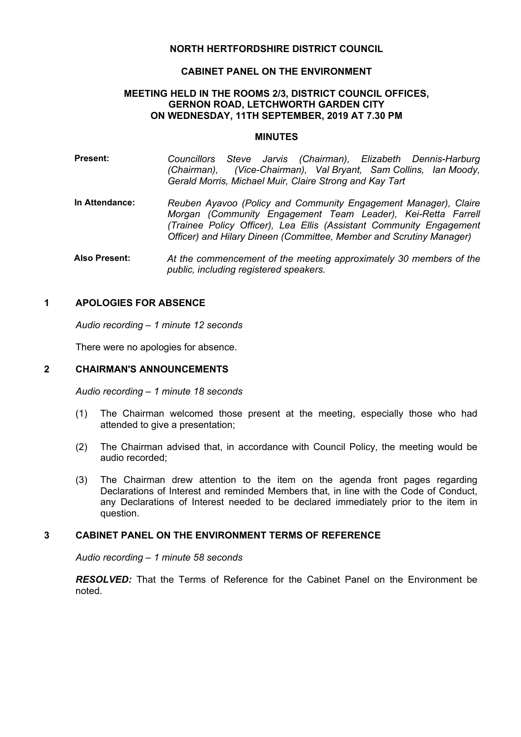**NORTH HERTFORDSHIRE DISTRICT COUNCIL**

**CABINET PANEL ON THE ENVIRONMENT**

**MEETING HELD IN THE ROOMS 2/3, DISTRICT COUNCIL OFFICES, GERNON ROAD, LETCHWORTH GARDEN CITY ON WEDNESDAY, 11TH SEPTEMBER, 2019 AT 7.30 PM**

**MINUTES**

**Present:** *Councillors Steve Jarvis (Chairman), Elizabeth Dennis-Harburg (Chairman), (Vice-Chairman), Val Bryant, Sam Collins, Ian Moody, Gerald Morris, Michael Muir, Claire Strong and Kay Tart*

**In Attendance:** *Reuben Ayavoo (Policy and Community Engagement Manager), Claire Morgan (Community Engagement Team Leader), Kei-Retta Farrell (Trainee Policy Officer), Lea Ellis (Assistant Community Engagement Officer) and Hilary Dineen (Committee, Member and Scrutiny Manager)*

**Also Present:** *At the commencement of the meeting approximately 30 members of the public, including registered speakers.*

## 1 APOLOGIES FOR ABSENCE

*Audio recording – 1 minute 12 seconds*

There were no apologies for absence.

## 2 CHAIRMAN'S ANNOUNCEMENTS

*Audio recording – 1 minute 18 seconds*

(1) The Chairman welcomed those present at the meeting, especially those who had attended to give a presentation;

(2) The Chairman advised that, in accordance with Council Policy, the meeting would be audio recorded;

(3) The Chairman drew attention to the item on the agenda front pages regarding Declarations of Interest and reminded Members that, in line with the Code of Conduct, any Declarations of Interest needed to be declared immediately prior to the item in question.

## 3 CABINET PANEL ON THE ENVIRONMENT TERMS OF REFERENCE

*Audio recording – 1 minute 58 seconds*

***RESOLVED:*** That the Terms of Reference for the Cabinet Panel on the Environment be noted.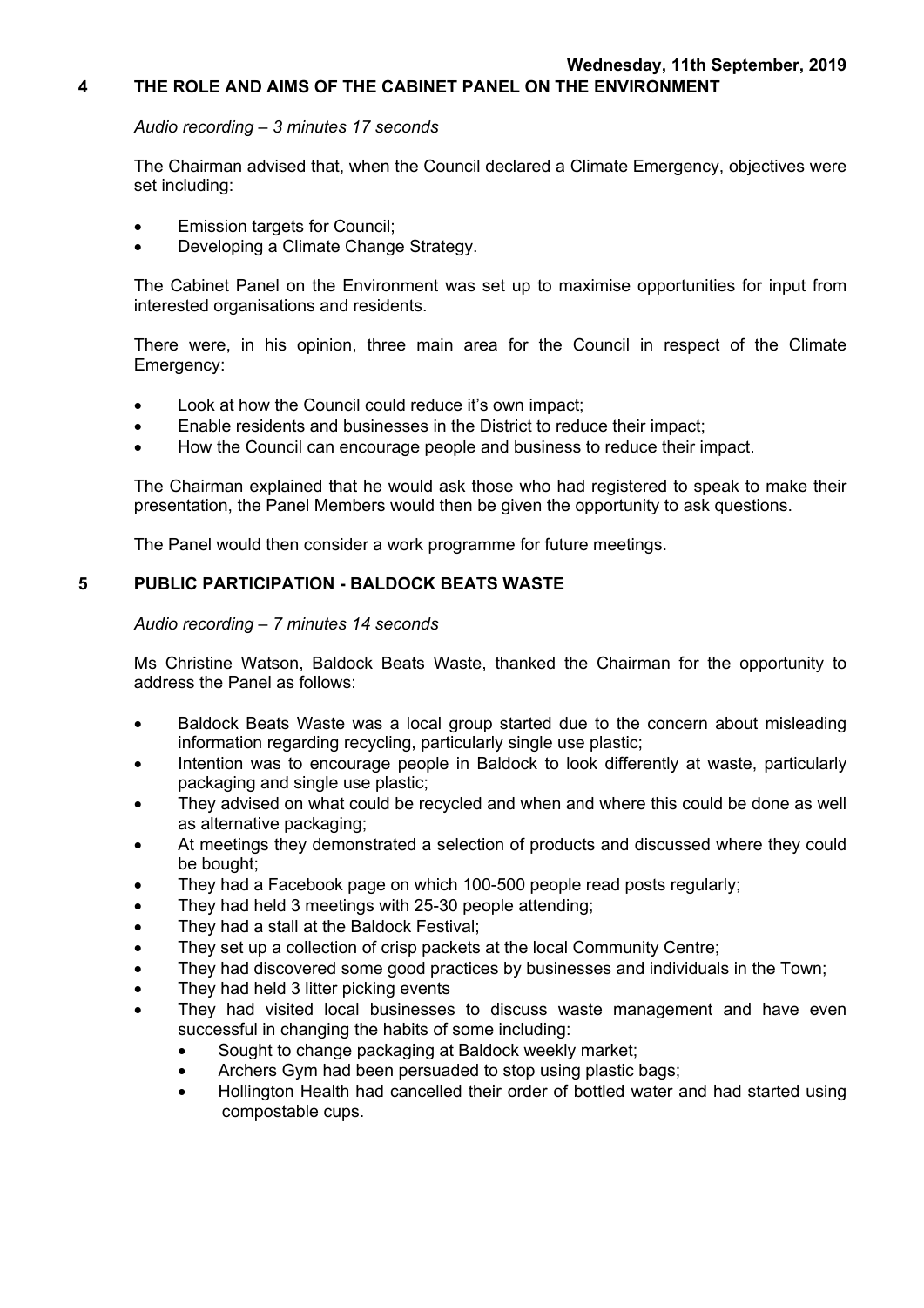**Wednesday, 11th September, 2019**

## 4 THE ROLE AND AIMS OF THE CABINET PANEL ON THE ENVIRONMENT

*Audio recording – 3 minutes 17 seconds*

The Chairman advised that, when the Council declared a Climate Emergency, objectives were set including:

- Emission targets for Council;
- Developing a Climate Change Strategy.

The Cabinet Panel on the Environment was set up to maximise opportunities for input from interested organisations and residents.

There were, in his opinion, three main area for the Council in respect of the Climate Emergency:

- Look at how the Council could reduce it's own impact;
- Enable residents and businesses in the District to reduce their impact;
- How the Council can encourage people and business to reduce their impact.

The Chairman explained that he would ask those who had registered to speak to make their presentation, the Panel Members would then be given the opportunity to ask questions.

The Panel would then consider a work programme for future meetings.

## 5 PUBLIC PARTICIPATION - BALDOCK BEATS WASTE

*Audio recording – 7 minutes 14 seconds*

Ms Christine Watson, Baldock Beats Waste, thanked the Chairman for the opportunity to address the Panel as follows:

- Baldock Beats Waste was a local group started due to the concern about misleading information regarding recycling, particularly single use plastic;
- Intention was to encourage people in Baldock to look differently at waste, particularly packaging and single use plastic;
- They advised on what could be recycled and when and where this could be done as well as alternative packaging;
- At meetings they demonstrated a selection of products and discussed where they could be bought;
- They had a Facebook page on which 100-500 people read posts regularly;
- They had held 3 meetings with 25-30 people attending;
- They had a stall at the Baldock Festival;
- They set up a collection of crisp packets at the local Community Centre;
- They had discovered some good practices by businesses and individuals in the Town;
- They had held 3 litter picking events
- They had visited local businesses to discuss waste management and have even successful in changing the habits of some including:
  - Sought to change packaging at Baldock weekly market;
  - Archers Gym had been persuaded to stop using plastic bags;
  - Hollington Health had cancelled their order of bottled water and had started using compostable cups.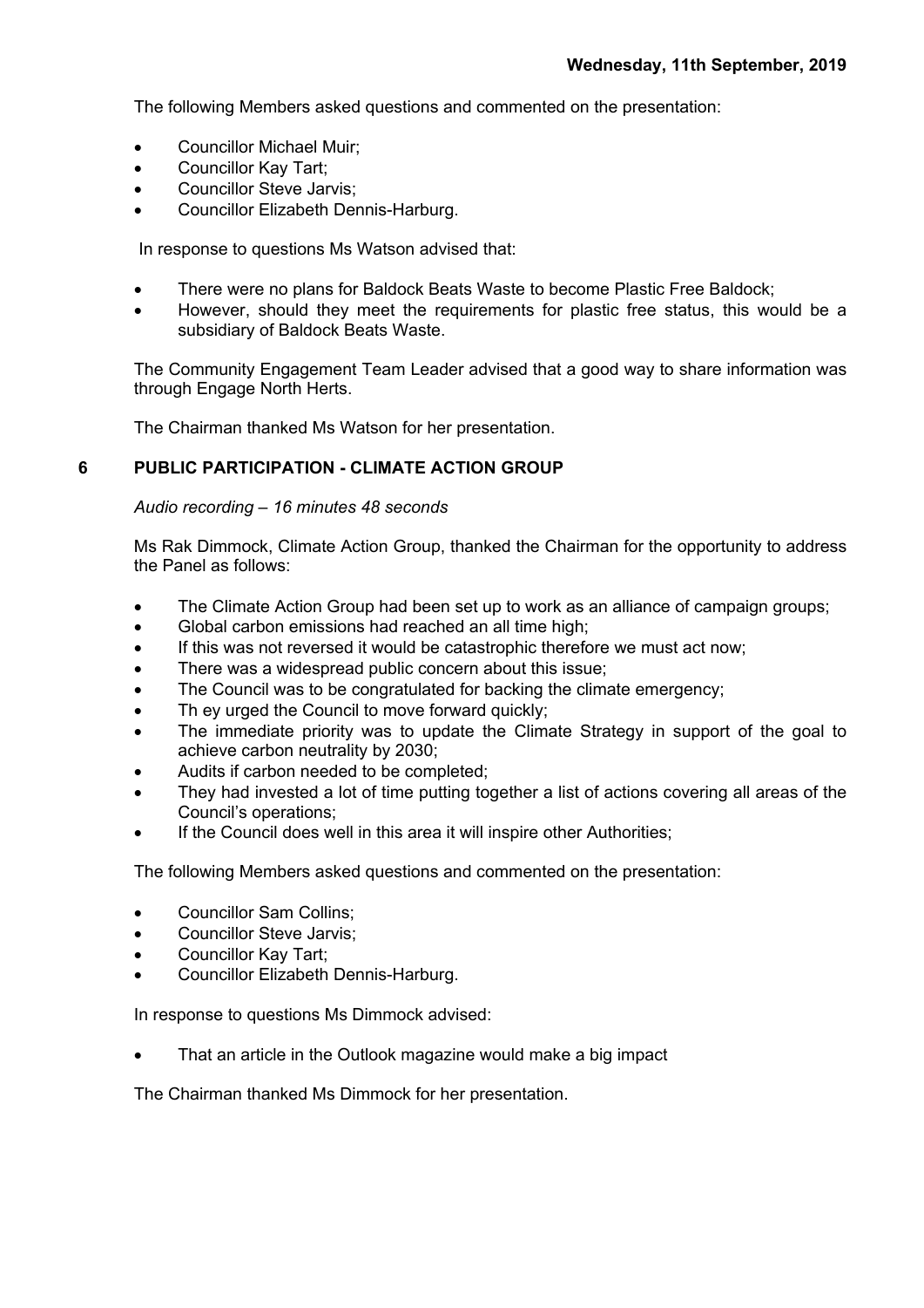The following Members asked questions and commented on the presentation:

- Councillor Michael Muir;
- Councillor Kay Tart;
- Councillor Steve Jarvis;
- Councillor Elizabeth Dennis-Harburg.

In response to questions Ms Watson advised that:

- There were no plans for Baldock Beats Waste to become Plastic Free Baldock;
- However, should they meet the requirements for plastic free status, this would be a subsidiary of Baldock Beats Waste.

The Community Engagement Team Leader advised that a good way to share information was through Engage North Herts.

The Chairman thanked Ms Watson for her presentation.

## 6 PUBLIC PARTICIPATION - CLIMATE ACTION GROUP

*Audio recording – 16 minutes 48 seconds*

Ms Rak Dimmock, Climate Action Group, thanked the Chairman for the opportunity to address the Panel as follows:

- The Climate Action Group had been set up to work as an alliance of campaign groups;
- Global carbon emissions had reached an all time high;
- If this was not reversed it would be catastrophic therefore we must act now;
- There was a widespread public concern about this issue;
- The Council was to be congratulated for backing the climate emergency;
- Th ey urged the Council to move forward quickly;
- The immediate priority was to update the Climate Strategy in support of the goal to achieve carbon neutrality by 2030;
- Audits if carbon needed to be completed;
- They had invested a lot of time putting together a list of actions covering all areas of the Council's operations;
- If the Council does well in this area it will inspire other Authorities;

The following Members asked questions and commented on the presentation:

- Councillor Sam Collins;
- Councillor Steve Jarvis;
- Councillor Kay Tart;
- Councillor Elizabeth Dennis-Harburg.

In response to questions Ms Dimmock advised:

- That an article in the Outlook magazine would make a big impact

The Chairman thanked Ms Dimmock for her presentation.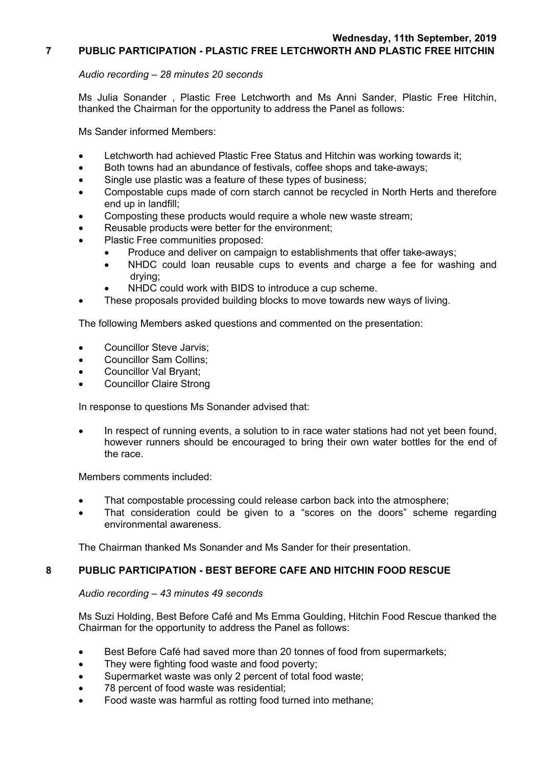**Wednesday, 11th September, 2019**

## 7 PUBLIC PARTICIPATION - PLASTIC FREE LETCHWORTH AND PLASTIC FREE HITCHIN

*Audio recording – 28 minutes 20 seconds*

Ms Julia Sonander , Plastic Free Letchworth and Ms Anni Sander, Plastic Free Hitchin, thanked the Chairman for the opportunity to address the Panel as follows:

Ms Sander informed Members:

- Letchworth had achieved Plastic Free Status and Hitchin was working towards it;
- Both towns had an abundance of festivals, coffee shops and take-aways;
- Single use plastic was a feature of these types of business;
- Compostable cups made of corn starch cannot be recycled in North Herts and therefore end up in landfill;
- Composting these products would require a whole new waste stream;
- Reusable products were better for the environment;
- Plastic Free communities proposed:
  - Produce and deliver on campaign to establishments that offer take-aways;
  - NHDC could loan reusable cups to events and charge a fee for washing and drying;
  - NHDC could work with BIDS to introduce a cup scheme.
- These proposals provided building blocks to move towards new ways of living.

The following Members asked questions and commented on the presentation:

- Councillor Steve Jarvis;
- Councillor Sam Collins;
- Councillor Val Bryant;
- Councillor Claire Strong

In response to questions Ms Sonander advised that:

- In respect of running events, a solution to in race water stations had not yet been found, however runners should be encouraged to bring their own water bottles for the end of the race.

Members comments included:

- That compostable processing could release carbon back into the atmosphere;
- That consideration could be given to a "scores on the doors" scheme regarding environmental awareness.

The Chairman thanked Ms Sonander and Ms Sander for their presentation.

## 8 PUBLIC PARTICIPATION - BEST BEFORE CAFE AND HITCHIN FOOD RESCUE

*Audio recording – 43 minutes 49 seconds*

Ms Suzi Holding, Best Before Café and Ms Emma Goulding, Hitchin Food Rescue thanked the Chairman for the opportunity to address the Panel as follows:

- Best Before Café had saved more than 20 tonnes of food from supermarkets;
- They were fighting food waste and food poverty;
- Supermarket waste was only 2 percent of total food waste;
- 78 percent of food waste was residential;
- Food waste was harmful as rotting food turned into methane;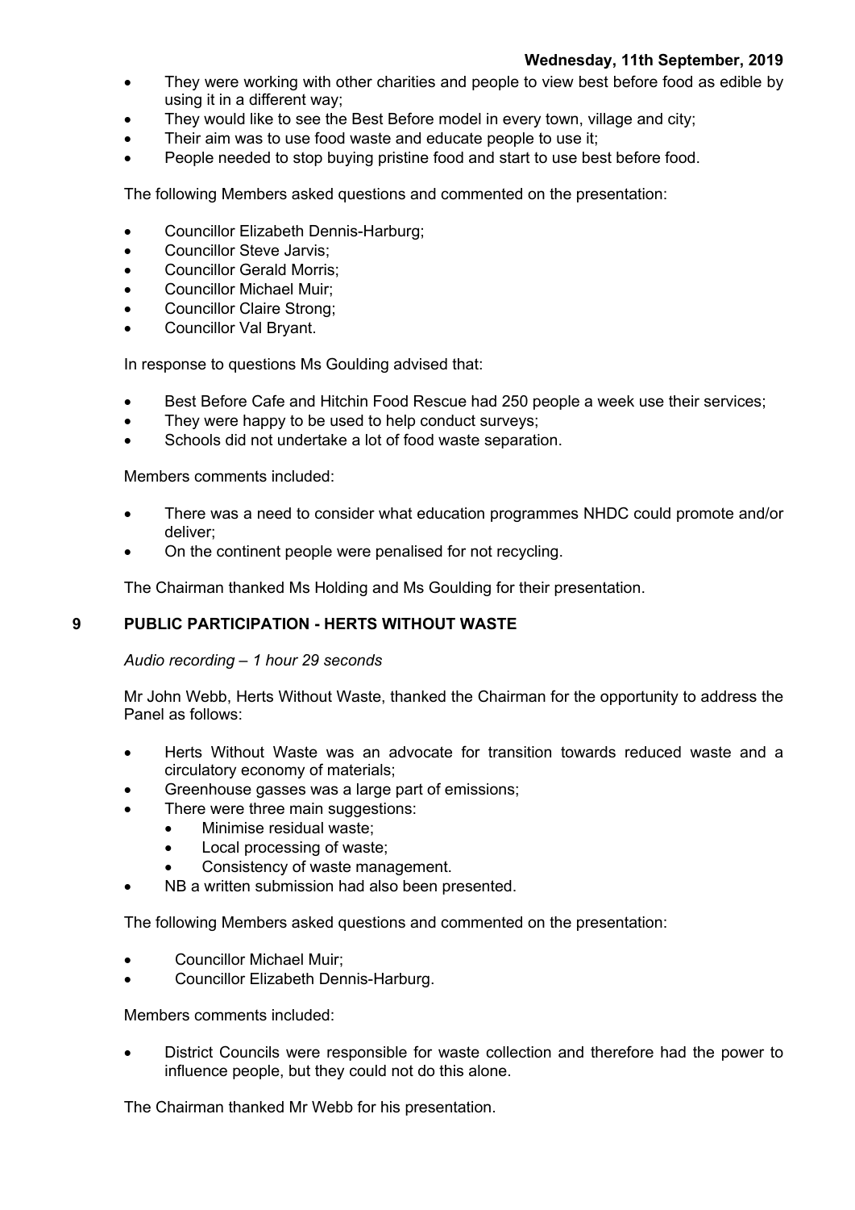- They were working with other charities and people to view best before food as edible by using it in a different way;
- They would like to see the Best Before model in every town, village and city;
- Their aim was to use food waste and educate people to use it;
- People needed to stop buying pristine food and start to use best before food.

The following Members asked questions and commented on the presentation:

- Councillor Elizabeth Dennis-Harburg;
- Councillor Steve Jarvis;
- Councillor Gerald Morris;
- Councillor Michael Muir;
- Councillor Claire Strong;
- Councillor Val Bryant.

In response to questions Ms Goulding advised that:

- Best Before Cafe and Hitchin Food Rescue had 250 people a week use their services;
- They were happy to be used to help conduct surveys;
- Schools did not undertake a lot of food waste separation.

Members comments included:

- There was a need to consider what education programmes NHDC could promote and/or deliver;
- On the continent people were penalised for not recycling.

The Chairman thanked Ms Holding and Ms Goulding for their presentation.

## 9 PUBLIC PARTICIPATION - HERTS WITHOUT WASTE

*Audio recording – 1 hour 29 seconds*

Mr John Webb, Herts Without Waste, thanked the Chairman for the opportunity to address the Panel as follows:

- Herts Without Waste was an advocate for transition towards reduced waste and a circulatory economy of materials;
- Greenhouse gasses was a large part of emissions;
- There were three main suggestions:
  - Minimise residual waste;
  - Local processing of waste;
  - Consistency of waste management.
- NB a written submission had also been presented.

The following Members asked questions and commented on the presentation:

- Councillor Michael Muir;
- Councillor Elizabeth Dennis-Harburg.

Members comments included:

- District Councils were responsible for waste collection and therefore had the power to influence people, but they could not do this alone.

The Chairman thanked Mr Webb for his presentation.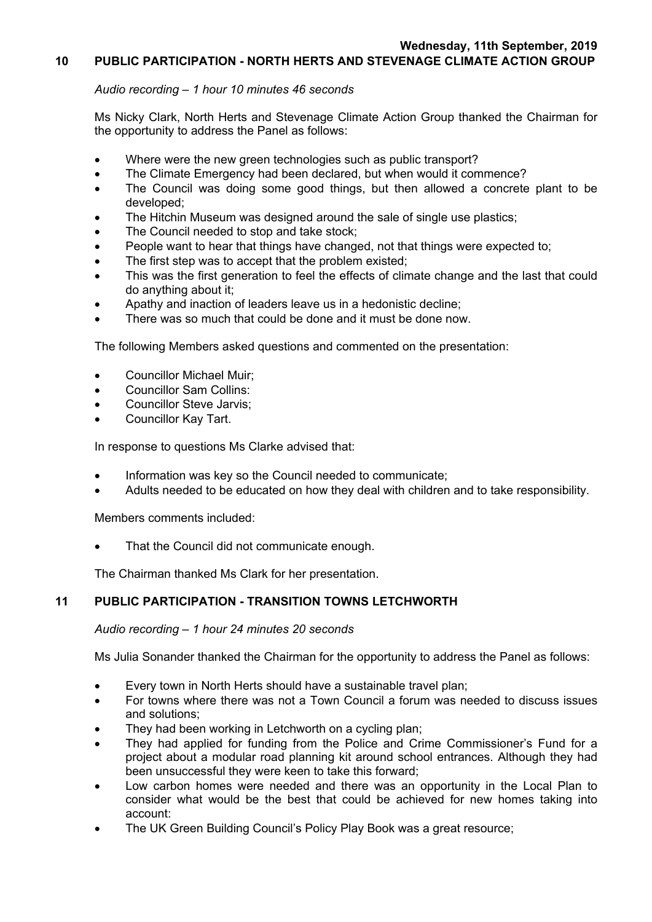Wednesday, 11th September, 2019

## 10 PUBLIC PARTICIPATION - NORTH HERTS AND STEVENAGE CLIMATE ACTION GROUP

*Audio recording – 1 hour 10 minutes 46 seconds*

Ms Nicky Clark, North Herts and Stevenage Climate Action Group thanked the Chairman for the opportunity to address the Panel as follows:

- Where were the new green technologies such as public transport?
- The Climate Emergency had been declared, but when would it commence?
- The Council was doing some good things, but then allowed a concrete plant to be developed;
- The Hitchin Museum was designed around the sale of single use plastics;
- The Council needed to stop and take stock;
- People want to hear that things have changed, not that things were expected to;
- The first step was to accept that the problem existed;
- This was the first generation to feel the effects of climate change and the last that could do anything about it;
- Apathy and inaction of leaders leave us in a hedonistic decline;
- There was so much that could be done and it must be done now.

The following Members asked questions and commented on the presentation:

- Councillor Michael Muir;
- Councillor Sam Collins:
- Councillor Steve Jarvis;
- Councillor Kay Tart.

In response to questions Ms Clarke advised that:

- Information was key so the Council needed to communicate;
- Adults needed to be educated on how they deal with children and to take responsibility.

Members comments included:

- That the Council did not communicate enough.

The Chairman thanked Ms Clark for her presentation.

## 11 PUBLIC PARTICIPATION - TRANSITION TOWNS LETCHWORTH

*Audio recording – 1 hour 24 minutes 20 seconds*

Ms Julia Sonander thanked the Chairman for the opportunity to address the Panel as follows:

- Every town in North Herts should have a sustainable travel plan;
- For towns where there was not a Town Council a forum was needed to discuss issues and solutions;
- They had been working in Letchworth on a cycling plan;
- They had applied for funding from the Police and Crime Commissioner's Fund for a project about a modular road planning kit around school entrances. Although they had been unsuccessful they were keen to take this forward;
- Low carbon homes were needed and there was an opportunity in the Local Plan to consider what would be the best that could be achieved for new homes taking into account:
- The UK Green Building Council's Policy Play Book was a great resource;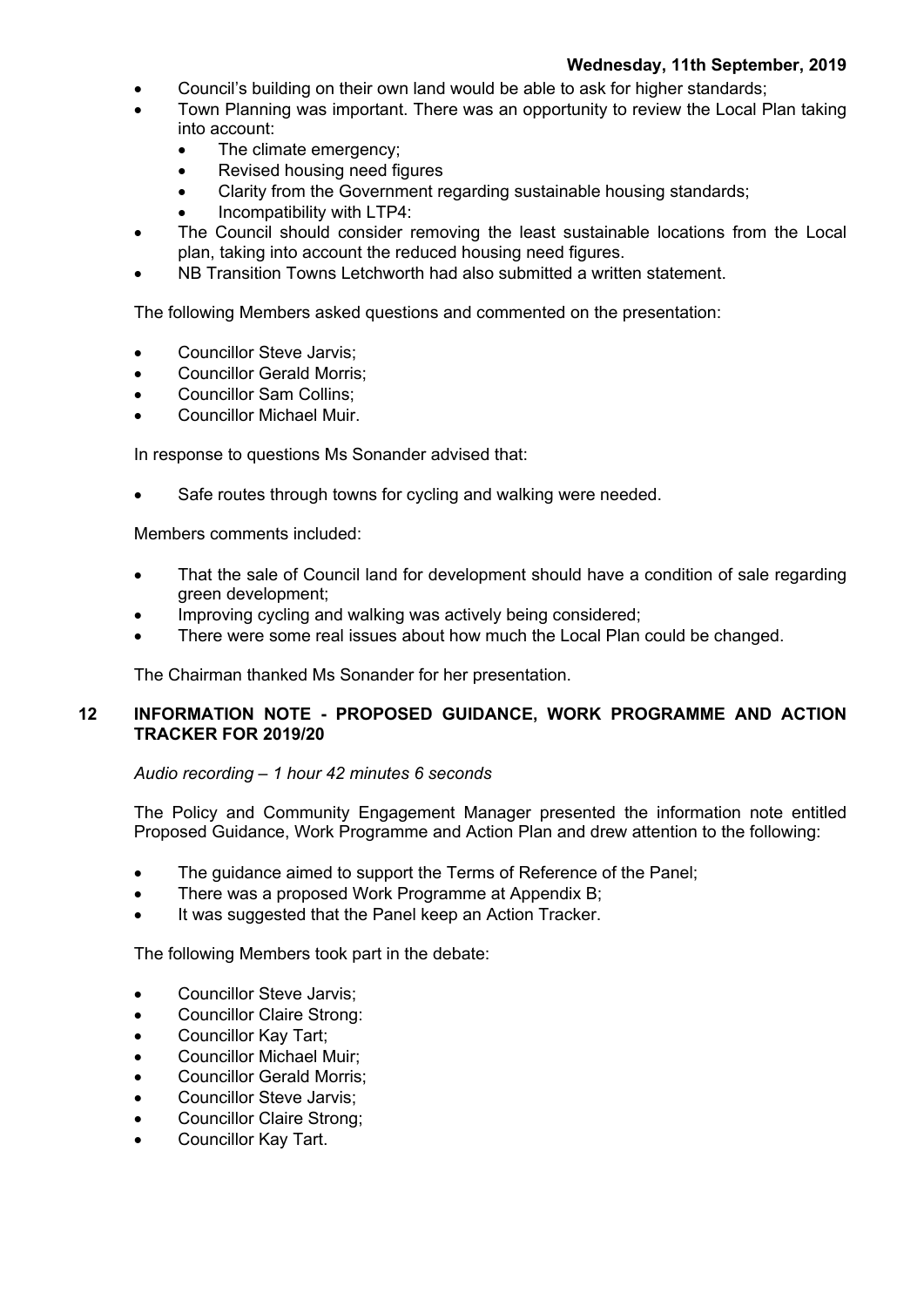- Council's building on their own land would be able to ask for higher standards;
- Town Planning was important. There was an opportunity to review the Local Plan taking into account:
  - The climate emergency;
  - Revised housing need figures
  - Clarity from the Government regarding sustainable housing standards;
  - Incompatibility with LTP4:
- The Council should consider removing the least sustainable locations from the Local plan, taking into account the reduced housing need figures.
- NB Transition Towns Letchworth had also submitted a written statement.

The following Members asked questions and commented on the presentation:

- Councillor Steve Jarvis;
- Councillor Gerald Morris;
- Councillor Sam Collins;
- Councillor Michael Muir.

In response to questions Ms Sonander advised that:

- Safe routes through towns for cycling and walking were needed.

Members comments included:

- That the sale of Council land for development should have a condition of sale regarding green development;
- Improving cycling and walking was actively being considered;
- There were some real issues about how much the Local Plan could be changed.

The Chairman thanked Ms Sonander for her presentation.

## 12 INFORMATION NOTE - PROPOSED GUIDANCE, WORK PROGRAMME AND ACTION TRACKER FOR 2019/20

*Audio recording – 1 hour 42 minutes 6 seconds*

The Policy and Community Engagement Manager presented the information note entitled Proposed Guidance, Work Programme and Action Plan and drew attention to the following:

- The guidance aimed to support the Terms of Reference of the Panel;
- There was a proposed Work Programme at Appendix B;
- It was suggested that the Panel keep an Action Tracker.

The following Members took part in the debate:

- Councillor Steve Jarvis;
- Councillor Claire Strong:
- Councillor Kay Tart;
- Councillor Michael Muir;
- Councillor Gerald Morris;
- Councillor Steve Jarvis;
- Councillor Claire Strong;
- Councillor Kay Tart.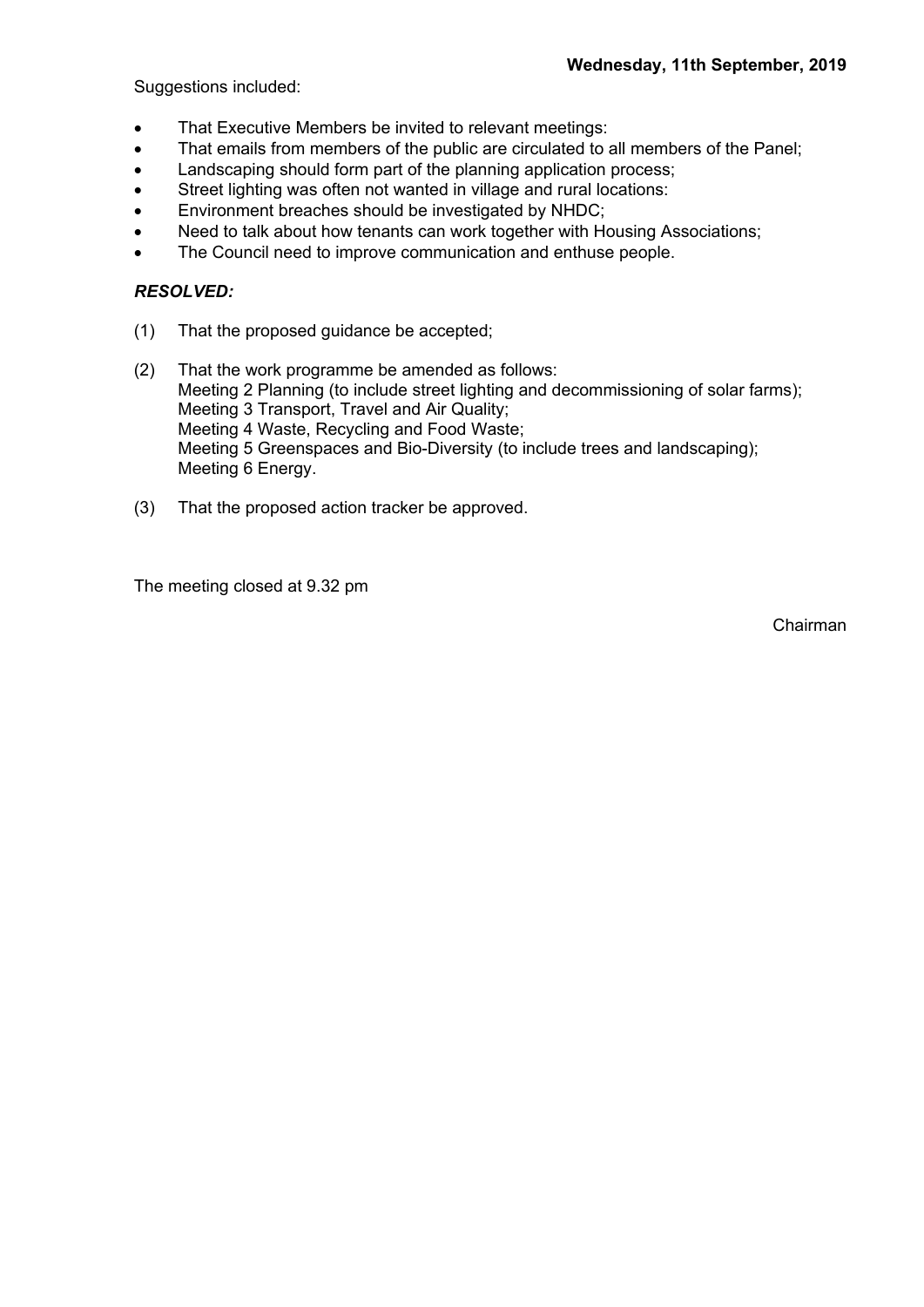Suggestions included:

- That Executive Members be invited to relevant meetings:
- That emails from members of the public are circulated to all members of the Panel;
- Landscaping should form part of the planning application process;
- Street lighting was often not wanted in village and rural locations:
- Environment breaches should be investigated by NHDC;
- Need to talk about how tenants can work together with Housing Associations;
- The Council need to improve communication and enthuse people.

***RESOLVED:***

(1) That the proposed guidance be accepted;

(2) That the work programme be amended as follows:
Meeting 2 Planning (to include street lighting and decommissioning of solar farms);
Meeting 3 Transport, Travel and Air Quality;
Meeting 4 Waste, Recycling and Food Waste;
Meeting 5 Greenspaces and Bio-Diversity (to include trees and landscaping);
Meeting 6 Energy.

(3) That the proposed action tracker be approved.

The meeting closed at 9.32 pm

Chairman